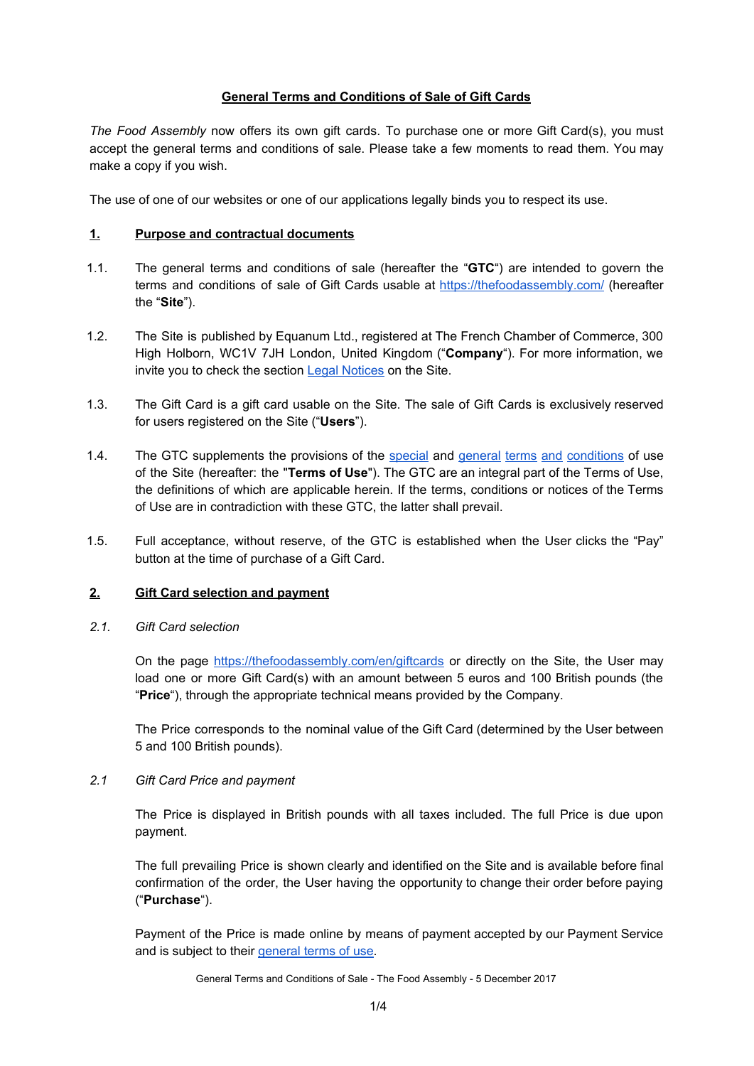# General Terms and Conditions of Sale of Gift Cards

*The Food Assembly* now offers its own gift cards. To purchase one or more Gift Card(s), you must accept the general terms and conditions of sale. Please take a few moments to read them. You may make a copy if you wish.

The use of one of our websites or one of our applications legally binds you to respect its use.

## 1. Purpose and contractual documents

1.1. The general terms and conditions of sale (hereafter the "**GTC**") are intended to govern the terms and conditions of sale of Gift Cards usable at https://thefoodassembly.com/ (hereafter the "**Site**").

1.2. The Site is published by Equanum Ltd., registered at The French Chamber of Commerce, 300 High Holborn, WC1V 7JH London, United Kingdom ("**Company**"). For more information, we invite you to check the section Legal Notices on the Site.

1.3. The Gift Card is a gift card usable on the Site. The sale of Gift Cards is exclusively reserved for users registered on the Site ("**Users**").

1.4. The GTC supplements the provisions of the special and general terms and conditions of use of the Site (hereafter: the "**Terms of Use**"). The GTC are an integral part of the Terms of Use, the definitions of which are applicable herein. If the terms, conditions or notices of the Terms of Use are in contradiction with these GTC, the latter shall prevail.

1.5. Full acceptance, without reserve, of the GTC is established when the User clicks the "Pay" button at the time of purchase of a Gift Card.

## 2. Gift Card selection and payment

### *2.1. Gift Card selection*

On the page https://thefoodassembly.com/en/giftcards or directly on the Site, the User may load one or more Gift Card(s) with an amount between 5 euros and 100 British pounds (the "**Price**"), through the appropriate technical means provided by the Company.

The Price corresponds to the nominal value of the Gift Card (determined by the User between 5 and 100 British pounds).

### *2.1 Gift Card Price and payment*

The Price is displayed in British pounds with all taxes included. The full Price is due upon payment.

The full prevailing Price is shown clearly and identified on the Site and is available before final confirmation of the order, the User having the opportunity to change their order before paying ("**Purchase**").

Payment of the Price is made online by means of payment accepted by our Payment Service and is subject to their general terms of use.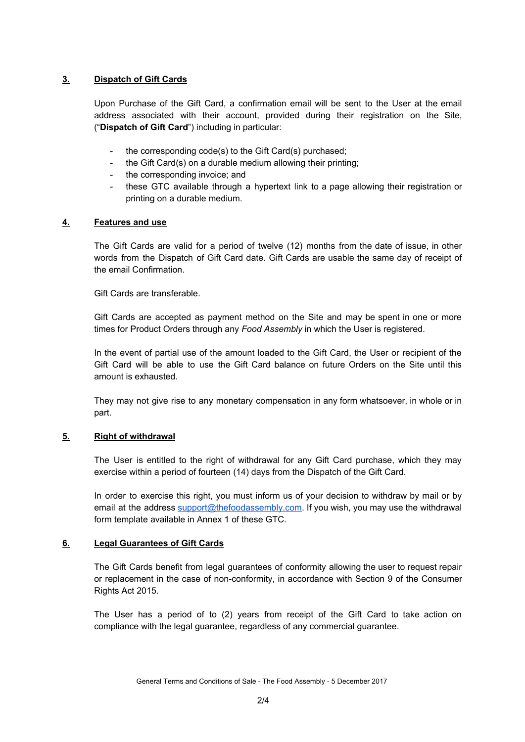## 3. Dispatch of Gift Cards

Upon Purchase of the Gift Card, a confirmation email will be sent to the User at the email address associated with their account, provided during their registration on the Site, ("**Dispatch of Gift Card**") including in particular:

- the corresponding code(s) to the Gift Card(s) purchased;
- the Gift Card(s) on a durable medium allowing their printing;
- the corresponding invoice; and
- these GTC available through a hypertext link to a page allowing their registration or printing on a durable medium.

## 4. Features and use

The Gift Cards are valid for a period of twelve (12) months from the date of issue, in other words from the Dispatch of Gift Card date. Gift Cards are usable the same day of receipt of the email Confirmation.

Gift Cards are transferable.

Gift Cards are accepted as payment method on the Site and may be spent in one or more times for Product Orders through any *Food Assembly* in which the User is registered.

In the event of partial use of the amount loaded to the Gift Card, the User or recipient of the Gift Card will be able to use the Gift Card balance on future Orders on the Site until this amount is exhausted.

They may not give rise to any monetary compensation in any form whatsoever, in whole or in part.

## 5. Right of withdrawal

The User is entitled to the right of withdrawal for any Gift Card purchase, which they may exercise within a period of fourteen (14) days from the Dispatch of the Gift Card.

In order to exercise this right, you must inform us of your decision to withdraw by mail or by email at the address support@thefoodassembly.com. If you wish, you may use the withdrawal form template available in Annex 1 of these GTC.

## 6. Legal Guarantees of Gift Cards

The Gift Cards benefit from legal guarantees of conformity allowing the user to request repair or replacement in the case of non-conformity, in accordance with Section 9 of the Consumer Rights Act 2015.

The User has a period of to (2) years from receipt of the Gift Card to take action on compliance with the legal guarantee, regardless of any commercial guarantee.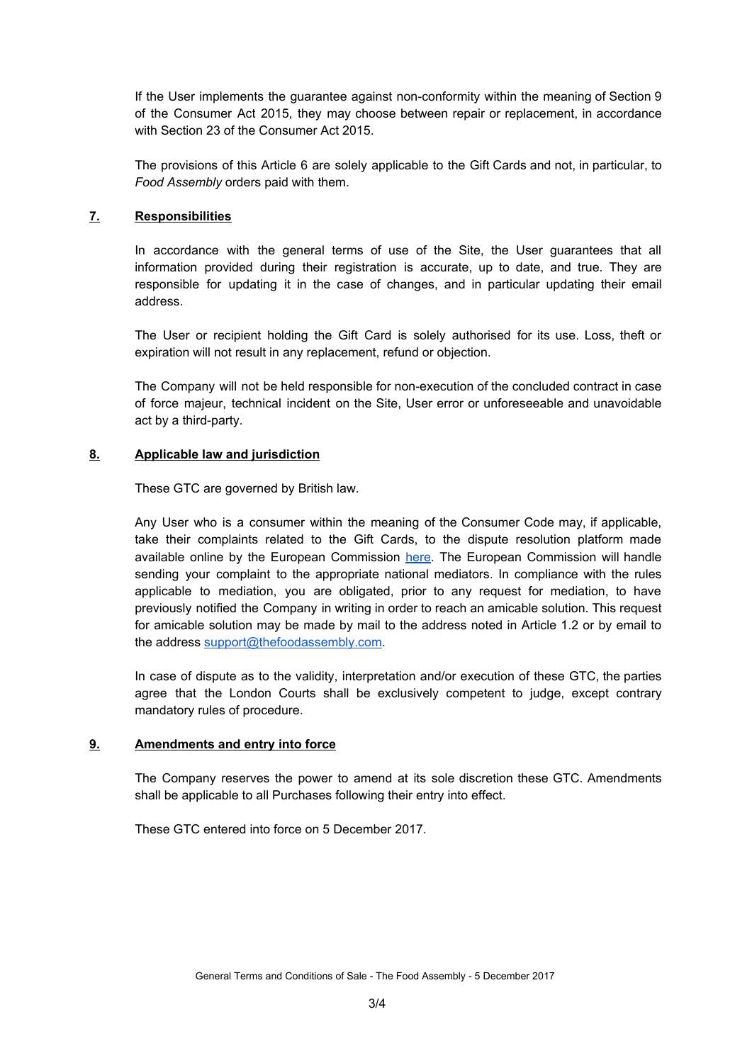If the User implements the guarantee against non-conformity within the meaning of Section 9 of the Consumer Act 2015, they may choose between repair or replacement, in accordance with Section 23 of the Consumer Act 2015.

The provisions of this Article 6 are solely applicable to the Gift Cards and not, in particular, to *Food Assembly* orders paid with them.

## 7. Responsibilities

In accordance with the general terms of use of the Site, the User guarantees that all information provided during their registration is accurate, up to date, and true. They are responsible for updating it in the case of changes, and in particular updating their email address.

The User or recipient holding the Gift Card is solely authorised for its use. Loss, theft or expiration will not result in any replacement, refund or objection.

The Company will not be held responsible for non-execution of the concluded contract in case of force majeur, technical incident on the Site, User error or unforeseeable and unavoidable act by a third-party.

## 8. Applicable law and jurisdiction

These GTC are governed by British law.

Any User who is a consumer within the meaning of the Consumer Code may, if applicable, take their complaints related to the Gift Cards, to the dispute resolution platform made available online by the European Commission [here](). The European Commission will handle sending your complaint to the appropriate national mediators. In compliance with the rules applicable to mediation, you are obligated, prior to any request for mediation, to have previously notified the Company in writing in order to reach an amicable solution. This request for amicable solution may be made by mail to the address noted in Article 1.2 or by email to the address [support@thefoodassembly.com](mailto:support@thefoodassembly.com).

In case of dispute as to the validity, interpretation and/or execution of these GTC, the parties agree that the London Courts shall be exclusively competent to judge, except contrary mandatory rules of procedure.

## 9. Amendments and entry into force

The Company reserves the power to amend at its sole discretion these GTC. Amendments shall be applicable to all Purchases following their entry into effect.

These GTC entered into force on 5 December 2017.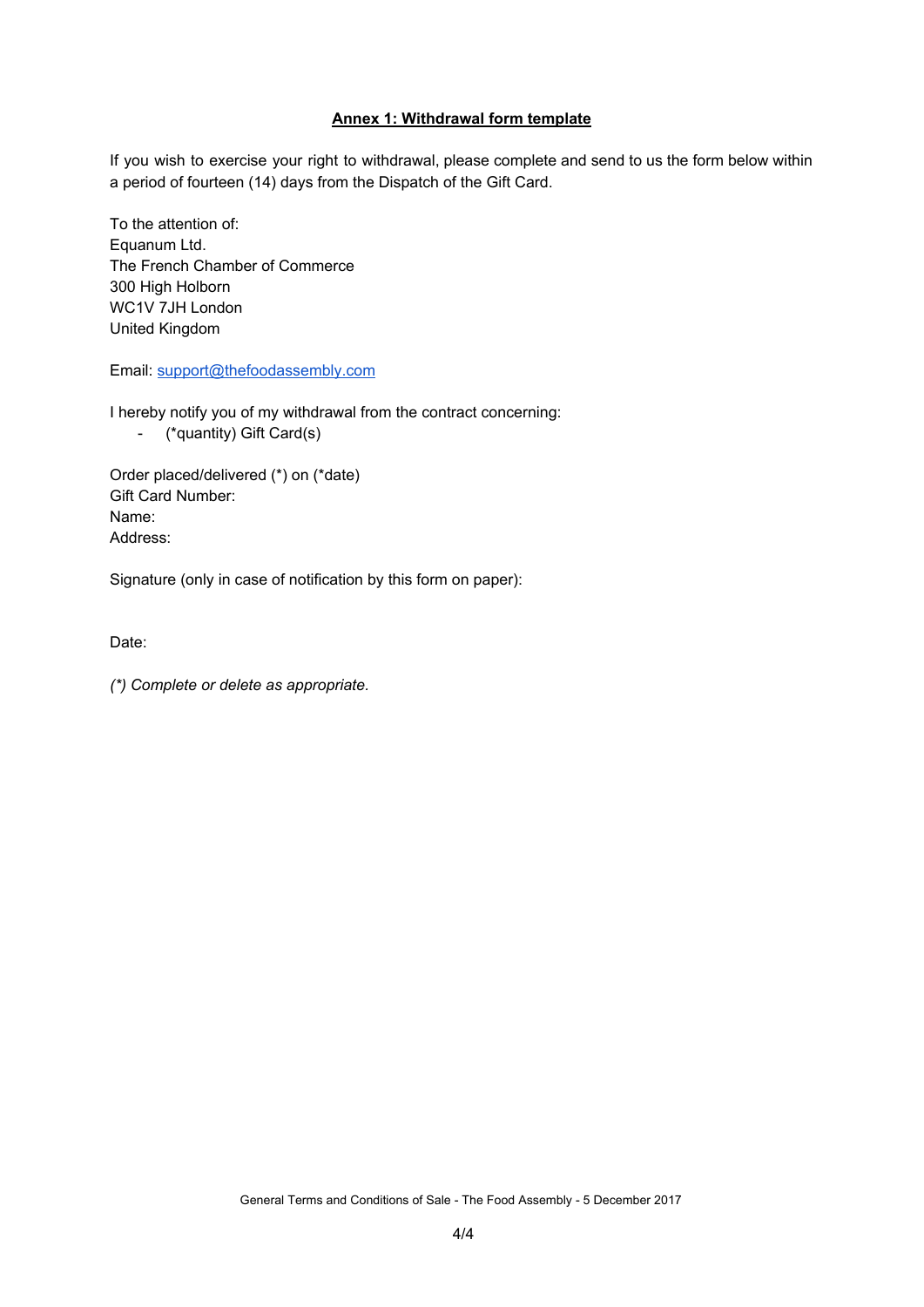**Annex 1: Withdrawal form template**

If you wish to exercise your right to withdrawal, please complete and send to us the form below within a period of fourteen (14) days from the Dispatch of the Gift Card.

To the attention of:
Equanum Ltd.
The French Chamber of Commerce
300 High Holborn
WC1V 7JH London
United Kingdom

Email: support@thefoodassembly.com

I hereby notify you of my withdrawal from the contract concerning:

- (*quantity) Gift Card(s)

Order placed/delivered (*) on (*date)
Gift Card Number:
Name:
Address:

Signature (only in case of notification by this form on paper):

Date:

*(*) Complete or delete as appropriate.*